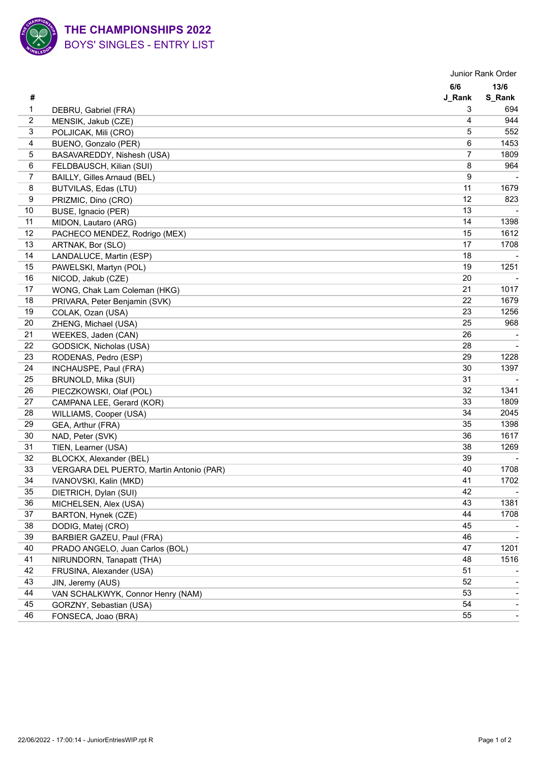# THE CHAMPIONSHIPS 2022

## BOYS' SINGLES - ENTRY LIST

| # | | Junior Rank Order | |
|---|---|---|---|
| | | 6/6 | 13/6 |
| | | J_Rank | S_Rank |
| 1 | DEBRU, Gabriel (FRA) | 3 | 694 |
| 2 | MENSIK, Jakub (CZE) | 4 | 944 |
| 3 | POLJICAK, Mili (CRO) | 5 | 552 |
| 4 | BUENO, Gonzalo (PER) | 6 | 1453 |
| 5 | BASAVAREDDY, Nishesh (USA) | 7 | 1809 |
| 6 | FELDBAUSCH, Kilian (SUI) | 8 | 964 |
| 7 | BAILLY, Gilles Arnaud (BEL) | 9 | - |
| 8 | BUTVILAS, Edas (LTU) | 11 | 1679 |
| 9 | PRIZMIC, Dino (CRO) | 12 | 823 |
| 10 | BUSE, Ignacio (PER) | 13 | - |
| 11 | MIDON, Lautaro (ARG) | 14 | 1398 |
| 12 | PACHECO MENDEZ, Rodrigo (MEX) | 15 | 1612 |
| 13 | ARTNAK, Bor (SLO) | 17 | 1708 |
| 14 | LANDALUCE, Martin (ESP) | 18 | - |
| 15 | PAWELSKI, Martyn (POL) | 19 | 1251 |
| 16 | NICOD, Jakub (CZE) | 20 | - |
| 17 | WONG, Chak Lam Coleman (HKG) | 21 | 1017 |
| 18 | PRIVARA, Peter Benjamin (SVK) | 22 | 1679 |
| 19 | COLAK, Ozan (USA) | 23 | 1256 |
| 20 | ZHENG, Michael (USA) | 25 | 968 |
| 21 | WEEKES, Jaden (CAN) | 26 | - |
| 22 | GODSICK, Nicholas (USA) | 28 | - |
| 23 | RODENAS, Pedro (ESP) | 29 | 1228 |
| 24 | INCHAUSPE, Paul (FRA) | 30 | 1397 |
| 25 | BRUNOLD, Mika (SUI) | 31 | - |
| 26 | PIECZKOWSKI, Olaf (POL) | 32 | 1341 |
| 27 | CAMPANA LEE, Gerard (KOR) | 33 | 1809 |
| 28 | WILLIAMS, Cooper (USA) | 34 | 2045 |
| 29 | GEA, Arthur (FRA) | 35 | 1398 |
| 30 | NAD, Peter (SVK) | 36 | 1617 |
| 31 | TIEN, Learner (USA) | 38 | 1269 |
| 32 | BLOCKX, Alexander (BEL) | 39 | - |
| 33 | VERGARA DEL PUERTO, Martin Antonio (PAR) | 40 | 1708 |
| 34 | IVANOVSKI, Kalin (MKD) | 41 | 1702 |
| 35 | DIETRICH, Dylan (SUI) | 42 | - |
| 36 | MICHELSEN, Alex (USA) | 43 | 1381 |
| 37 | BARTON, Hynek (CZE) | 44 | 1708 |
| 38 | DODIG, Matej (CRO) | 45 | - |
| 39 | BARBIER GAZEU, Paul (FRA) | 46 | - |
| 40 | PRADO ANGELO, Juan Carlos (BOL) | 47 | 1201 |
| 41 | NIRUNDORN, Tanapatt (THA) | 48 | 1516 |
| 42 | FRUSINA, Alexander (USA) | 51 | - |
| 43 | JIN, Jeremy (AUS) | 52 | - |
| 44 | VAN SCHALKWYK, Connor Henry (NAM) | 53 | - |
| 45 | GORZNY, Sebastian (USA) | 54 | - |
| 46 | FONSECA, Joao (BRA) | 55 | - |

22/06/2022 - 17:00:14 - JuniorEntriesWIP.rpt R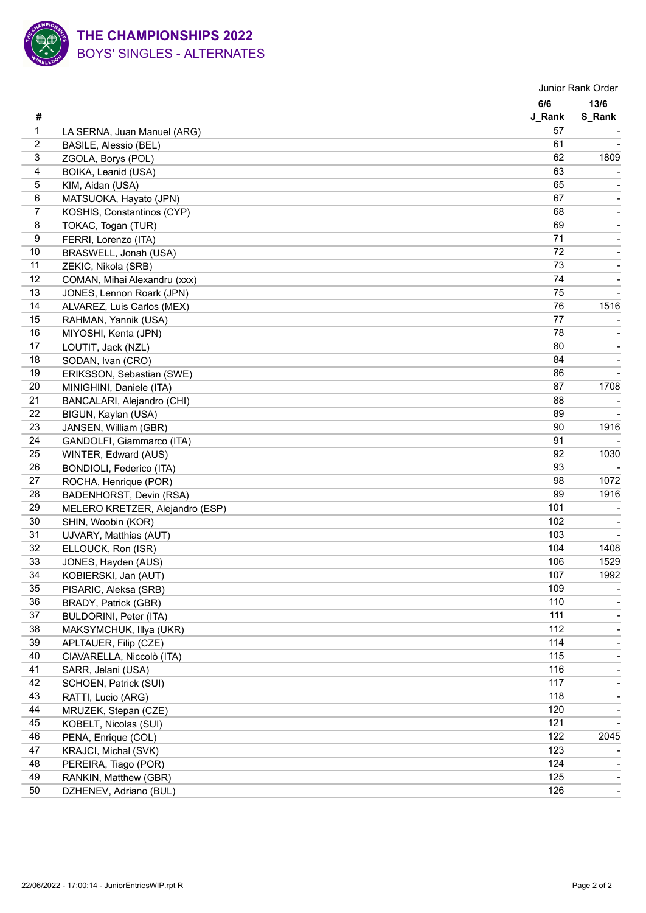# THE CHAMPIONSHIPS 2022

## BOYS' SINGLES - ALTERNATES

| # | | Junior Rank Order 6/6 J_Rank | 13/6 S_Rank |
|---|---|---|---|
| 1 | LA SERNA, Juan Manuel (ARG) | 57 | - |
| 2 | BASILE, Alessio (BEL) | 61 | - |
| 3 | ZGOLA, Borys (POL) | 62 | 1809 |
| 4 | BOIKA, Leanid (USA) | 63 | - |
| 5 | KIM, Aidan (USA) | 65 | - |
| 6 | MATSUOKA, Hayato (JPN) | 67 | - |
| 7 | KOSHIS, Constantinos (CYP) | 68 | - |
| 8 | TOKAC, Togan (TUR) | 69 | - |
| 9 | FERRI, Lorenzo (ITA) | 71 | - |
| 10 | BRASWELL, Jonah (USA) | 72 | - |
| 11 | ZEKIC, Nikola (SRB) | 73 | - |
| 12 | COMAN, Mihai Alexandru (xxx) | 74 | - |
| 13 | JONES, Lennon Roark (JPN) | 75 | - |
| 14 | ALVAREZ, Luis Carlos (MEX) | 76 | 1516 |
| 15 | RAHMAN, Yannik (USA) | 77 | - |
| 16 | MIYOSHI, Kenta (JPN) | 78 | - |
| 17 | LOUTIT, Jack (NZL) | 80 | - |
| 18 | SODAN, Ivan (CRO) | 84 | - |
| 19 | ERIKSSON, Sebastian (SWE) | 86 | - |
| 20 | MINIGHINI, Daniele (ITA) | 87 | 1708 |
| 21 | BANCALARI, Alejandro (CHI) | 88 | - |
| 22 | BIGUN, Kaylan (USA) | 89 | - |
| 23 | JANSEN, William (GBR) | 90 | 1916 |
| 24 | GANDOLFI, Giammarco (ITA) | 91 | - |
| 25 | WINTER, Edward (AUS) | 92 | 1030 |
| 26 | BONDIOLI, Federico (ITA) | 93 | - |
| 27 | ROCHA, Henrique (POR) | 98 | 1072 |
| 28 | BADENHORST, Devin (RSA) | 99 | 1916 |
| 29 | MELERO KRETZER, Alejandro (ESP) | 101 | - |
| 30 | SHIN, Woobin (KOR) | 102 | - |
| 31 | UJVARY, Matthias (AUT) | 103 | - |
| 32 | ELLOUCK, Ron (ISR) | 104 | 1408 |
| 33 | JONES, Hayden (AUS) | 106 | 1529 |
| 34 | KOBIERSKI, Jan (AUT) | 107 | 1992 |
| 35 | PISARIC, Aleksa (SRB) | 109 | - |
| 36 | BRADY, Patrick (GBR) | 110 | - |
| 37 | BULDORINI, Peter (ITA) | 111 | - |
| 38 | MAKSYMCHUK, Illya (UKR) | 112 | - |
| 39 | APLTAUER, Filip (CZE) | 114 | - |
| 40 | CIAVARELLA, Niccolò (ITA) | 115 | - |
| 41 | SARR, Jelani (USA) | 116 | - |
| 42 | SCHOEN, Patrick (SUI) | 117 | - |
| 43 | RATTI, Lucio (ARG) | 118 | - |
| 44 | MRUZEK, Stepan (CZE) | 120 | - |
| 45 | KOBELT, Nicolas (SUI) | 121 | - |
| 46 | PENA, Enrique (COL) | 122 | 2045 |
| 47 | KRAJCI, Michal (SVK) | 123 | - |
| 48 | PEREIRA, Tiago (POR) | 124 | - |
| 49 | RANKIN, Matthew (GBR) | 125 | - |
| 50 | DZHENEV, Adriano (BUL) | 126 | - |

22/06/2022 - 17:00:14 - JuniorEntriesWIP.rpt R